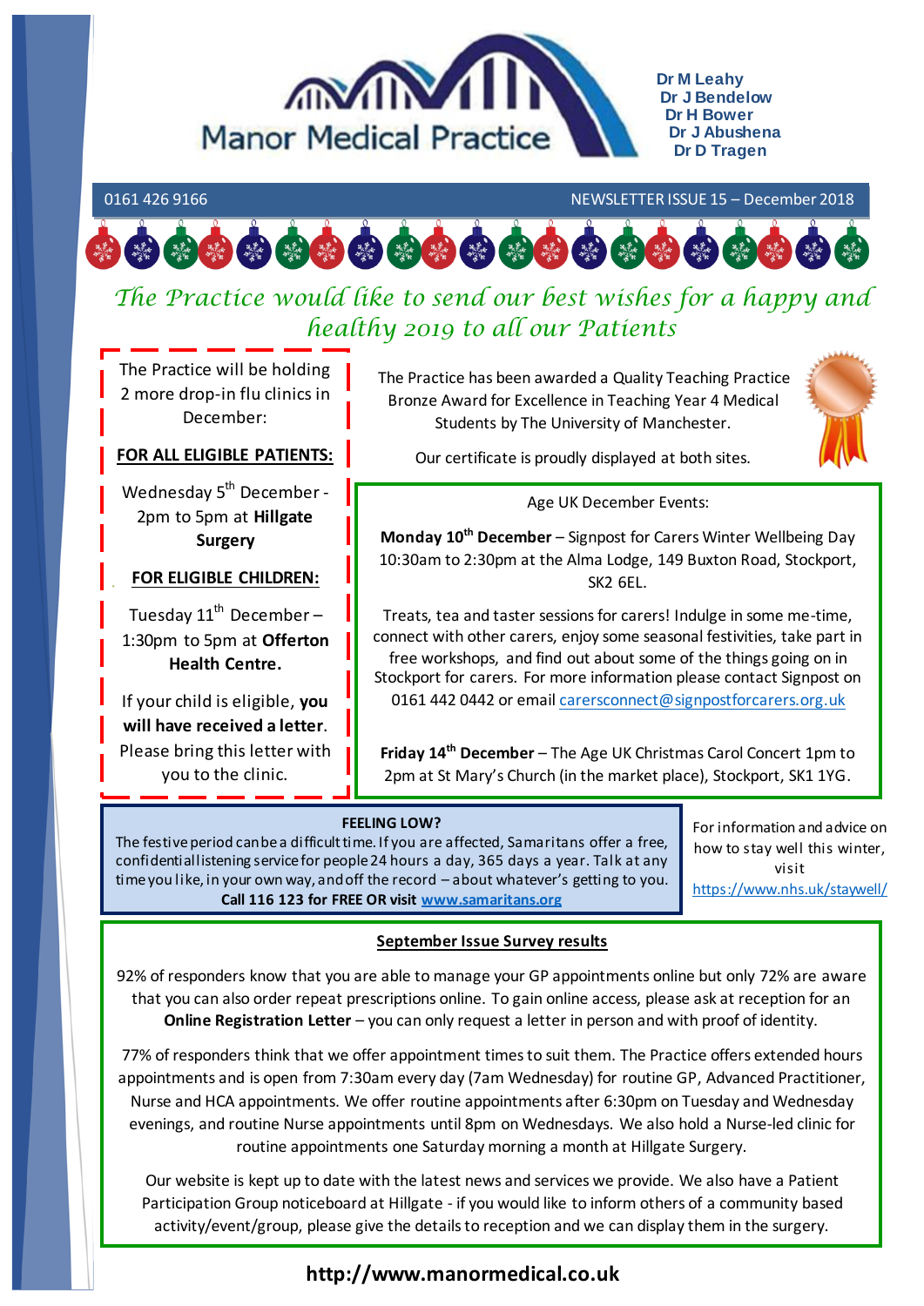# Manor Medical Practice

Dr M Leahy
Dr J Bendelow
Dr H Bower
Dr J Abushena
Dr D Tragen

0161 426 9166

NEWSLETTER ISSUE 15 – December 2018

*The Practice would like to send our best wishes for a happy and healthy 2019 to all our Patients*

The Practice will be holding 2 more drop-in flu clinics in December:

**FOR ALL ELIGIBLE PATIENTS:**

Wednesday 5th December - 2pm to 5pm at **Hillgate Surgery**

**FOR ELIGIBLE CHILDREN:**

Tuesday 11th December – 1:30pm to 5pm at **Offerton Health Centre.**

If your child is eligible, **you will have received a letter**. Please bring this letter with you to the clinic.

The Practice has been awarded a Quality Teaching Practice Bronze Award for Excellence in Teaching Year 4 Medical Students by The University of Manchester.

Our certificate is proudly displayed at both sites.

Age UK December Events:

**Monday 10th December** – Signpost for Carers Winter Wellbeing Day 10:30am to 2:30pm at the Alma Lodge, 149 Buxton Road, Stockport, SK2 6EL.

Treats, tea and taster sessions for carers! Indulge in some me-time, connect with other carers, enjoy some seasonal festivities, take part in free workshops, and find out about some of the things going on in Stockport for carers. For more information please contact Signpost on 0161 442 0442 or email carersconnect@signpostforcarers.org.uk

**Friday 14th December** – The Age UK Christmas Carol Concert 1pm to 2pm at St Mary's Church (in the market place), Stockport, SK1 1YG.

**FEELING LOW?**

The festive period can be a difficult time. If you are affected, Samaritans offer a free, confidential listening service for people 24 hours a day, 365 days a year. Talk at any time you like, in your own way, and off the record – about whatever's getting to you.

**Call 116 123 for FREE OR visit www.samaritans.org**

For information and advice on how to stay well this winter, visit https://www.nhs.uk/staywell/

**September Issue Survey results**

92% of responders know that you are able to manage your GP appointments online but only 72% are aware that you can also order repeat prescriptions online. To gain online access, please ask at reception for an **Online Registration Letter** – you can only request a letter in person and with proof of identity.

77% of responders think that we offer appointment times to suit them. The Practice offers extended hours appointments and is open from 7:30am every day (7am Wednesday) for routine GP, Advanced Practitioner, Nurse and HCA appointments. We offer routine appointments after 6:30pm on Tuesday and Wednesday evenings, and routine Nurse appointments until 8pm on Wednesdays. We also hold a Nurse-led clinic for routine appointments one Saturday morning a month at Hillgate Surgery.

Our website is kept up to date with the latest news and services we provide. We also have a Patient Participation Group noticeboard at Hillgate - if you would like to inform others of a community based activity/event/group, please give the details to reception and we can display them in the surgery.

**http://www.manormedical.co.uk**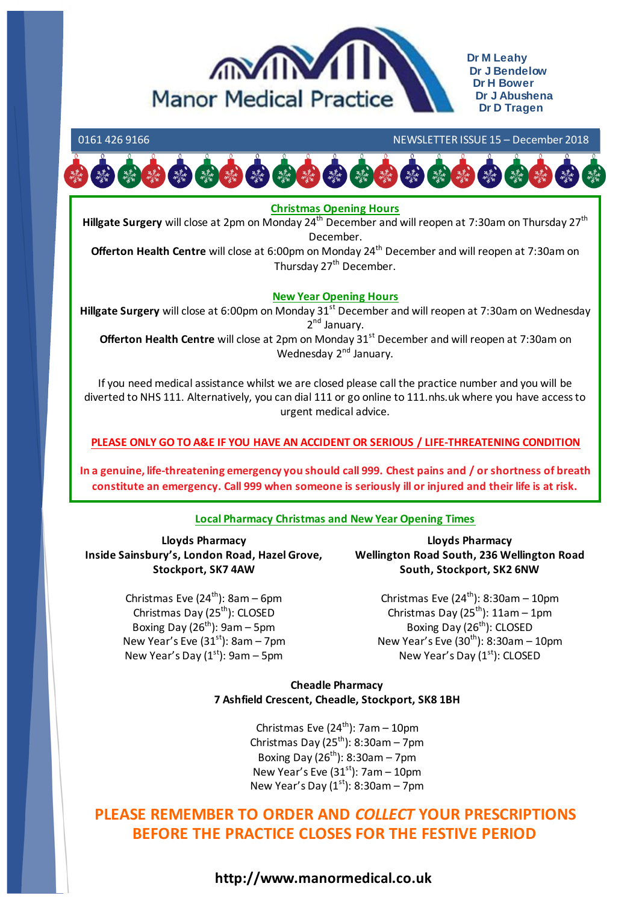# Manor Medical Practice

**Dr M Leahy**
**Dr J Bendelow**
**Dr H Bower**
**Dr J Abushena**
**Dr D Tragen**

0161 426 9166

NEWSLETTER ISSUE 15 – December 2018

## Christmas Opening Hours

**Hillgate Surgery** will close at 2pm on Monday 24th December and will reopen at 7:30am on Thursday 27th December.

**Offerton Health Centre** will close at 6:00pm on Monday 24th December and will reopen at 7:30am on Thursday 27th December.

## New Year Opening Hours

**Hillgate Surgery** will close at 6:00pm on Monday 31st December and will reopen at 7:30am on Wednesday 2nd January.

**Offerton Health Centre** will close at 2pm on Monday 31st December and will reopen at 7:30am on Wednesday 2nd January.

If you need medical assistance whilst we are closed please call the practice number and you will be diverted to NHS 111. Alternatively, you can dial 111 or go online to 111.nhs.uk where you have access to urgent medical advice.

**PLEASE ONLY GO TO A&E IF YOU HAVE AN ACCIDENT OR SERIOUS / LIFE-THREATENING CONDITION**

**In a genuine, life-threatening emergency you should call 999. Chest pains and / or shortness of breath constitute an emergency. Call 999 when someone is seriously ill or injured and their life is at risk.**

## Local Pharmacy Christmas and New Year Opening Times

**Lloyds Pharmacy**
**Inside Sainsbury's, London Road, Hazel Grove, Stockport, SK7 4AW**

Christmas Eve (24th): 8am – 6pm
Christmas Day (25th): CLOSED
Boxing Day (26th): 9am – 5pm
New Year's Eve (31st): 8am – 7pm
New Year's Day (1st): 9am – 5pm

**Lloyds Pharmacy**
**Wellington Road South, 236 Wellington Road South, Stockport, SK2 6NW**

Christmas Eve (24th): 8:30am – 10pm
Christmas Day (25th): 11am – 1pm
Boxing Day (26th): CLOSED
New Year's Eve (30th): 8:30am – 10pm
New Year's Day (1st): CLOSED

**Cheadle Pharmacy**
**7 Ashfield Crescent, Cheadle, Stockport, SK8 1BH**

Christmas Eve (24th): 7am – 10pm
Christmas Day (25th): 8:30am – 7pm
Boxing Day (26th): 8:30am – 7pm
New Year's Eve (31st): 7am – 10pm
New Year's Day (1st): 8:30am – 7pm

**PLEASE REMEMBER TO ORDER AND *COLLECT* YOUR PRESCRIPTIONS BEFORE THE PRACTICE CLOSES FOR THE FESTIVE PERIOD**

**http://www.manormedical.co.uk**